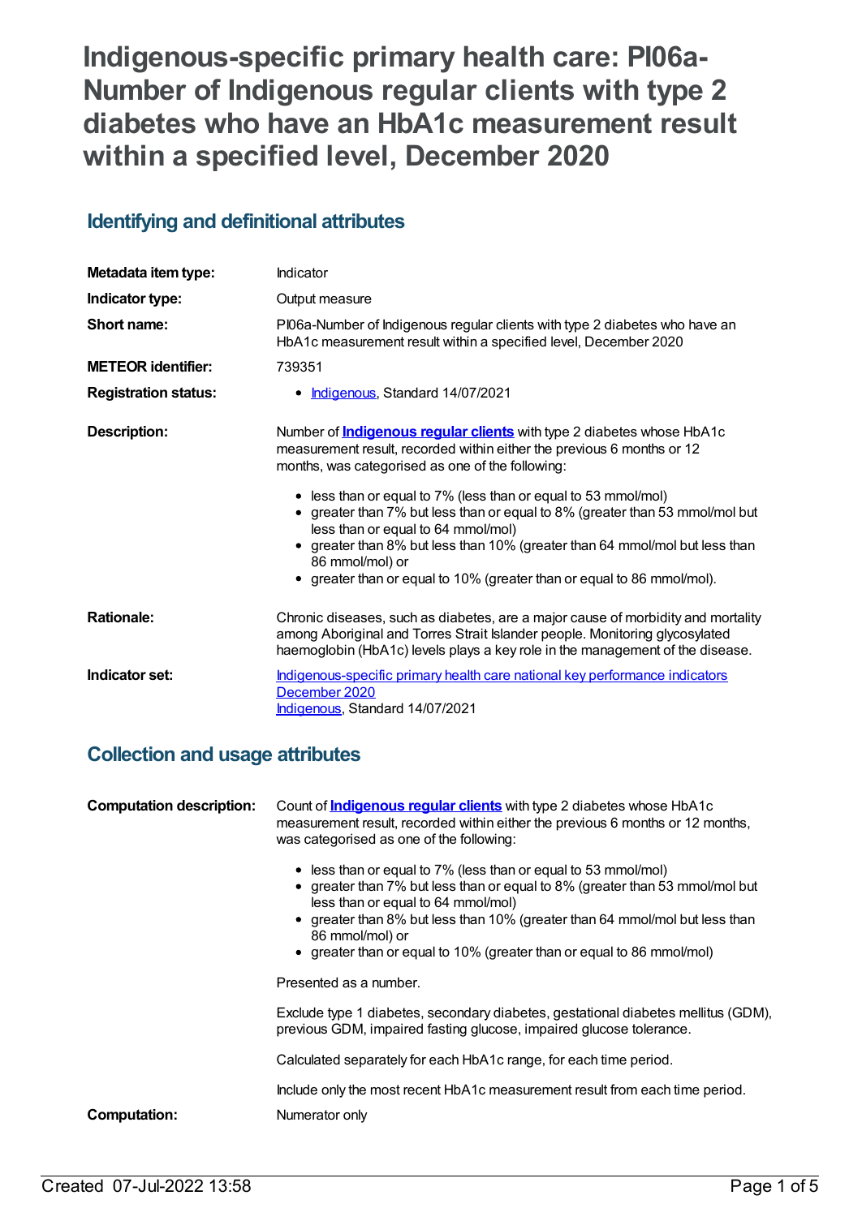# Indigenous-specific primary health care: PI06a-Number of Indigenous regular clients with type 2 diabetes who have an HbA1c measurement result within a specified level, December 2020

## Identifying and definitional attributes

| | |
|---|---|
| **Metadata item type:** | Indicator |
| **Indicator type:** | Output measure |
| **Short name:** | PI06a-Number of Indigenous regular clients with type 2 diabetes who have an HbA1c measurement result within a specified level, December 2020 |
| **METEOR identifier:** | 739351 |
| **Registration status:** | • Indigenous, Standard 14/07/2021 |

**Description:**

Number of **Indigenous regular clients** with type 2 diabetes whose HbA1c measurement result, recorded within either the previous 6 months or 12 months, was categorised as one of the following:

- less than or equal to 7% (less than or equal to 53 mmol/mol)
- greater than 7% but less than or equal to 8% (greater than 53 mmol/mol but less than or equal to 64 mmol/mol)
- greater than 8% but less than 10% (greater than 64 mmol/mol but less than 86 mmol/mol) or
- greater than or equal to 10% (greater than or equal to 86 mmol/mol).

**Rationale:**

Chronic diseases, such as diabetes, are a major cause of morbidity and mortality among Aboriginal and Torres Strait Islander people. Monitoring glycosylated haemoglobin (HbA1c) levels plays a key role in the management of the disease.

**Indicator set:**

Indigenous-specific primary health care national key performance indicators December 2020
Indigenous, Standard 14/07/2021

## Collection and usage attributes

**Computation description:**

Count of **Indigenous regular clients** with type 2 diabetes whose HbA1c measurement result, recorded within either the previous 6 months or 12 months, was categorised as one of the following:

- less than or equal to 7% (less than or equal to 53 mmol/mol)
- greater than 7% but less than or equal to 8% (greater than 53 mmol/mol but less than or equal to 64 mmol/mol)
- greater than 8% but less than 10% (greater than 64 mmol/mol but less than 86 mmol/mol) or
- greater than or equal to 10% (greater than or equal to 86 mmol/mol)

Presented as a number.

Exclude type 1 diabetes, secondary diabetes, gestational diabetes mellitus (GDM), previous GDM, impaired fasting glucose, impaired glucose tolerance.

Calculated separately for each HbA1c range, for each time period.

Include only the most recent HbA1c measurement result from each time period.

**Computation:**

Numerator only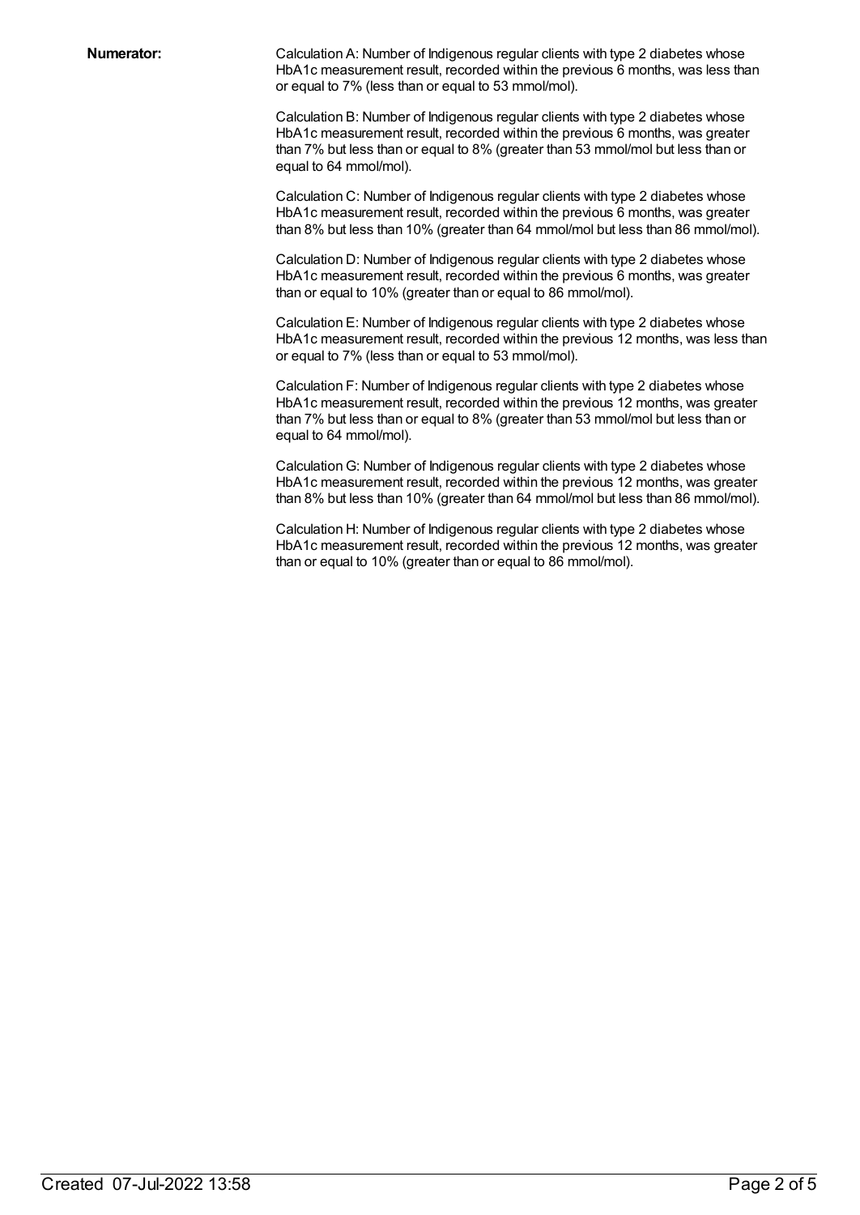**Numerator:**

Calculation A: Number of Indigenous regular clients with type 2 diabetes whose HbA1c measurement result, recorded within the previous 6 months, was less than or equal to 7% (less than or equal to 53 mmol/mol).

Calculation B: Number of Indigenous regular clients with type 2 diabetes whose HbA1c measurement result, recorded within the previous 6 months, was greater than 7% but less than or equal to 8% (greater than 53 mmol/mol but less than or equal to 64 mmol/mol).

Calculation C: Number of Indigenous regular clients with type 2 diabetes whose HbA1c measurement result, recorded within the previous 6 months, was greater than 8% but less than 10% (greater than 64 mmol/mol but less than 86 mmol/mol).

Calculation D: Number of Indigenous regular clients with type 2 diabetes whose HbA1c measurement result, recorded within the previous 6 months, was greater than or equal to 10% (greater than or equal to 86 mmol/mol).

Calculation E: Number of Indigenous regular clients with type 2 diabetes whose HbA1c measurement result, recorded within the previous 12 months, was less than or equal to 7% (less than or equal to 53 mmol/mol).

Calculation F: Number of Indigenous regular clients with type 2 diabetes whose HbA1c measurement result, recorded within the previous 12 months, was greater than 7% but less than or equal to 8% (greater than 53 mmol/mol but less than or equal to 64 mmol/mol).

Calculation G: Number of Indigenous regular clients with type 2 diabetes whose HbA1c measurement result, recorded within the previous 12 months, was greater than 8% but less than 10% (greater than 64 mmol/mol but less than 86 mmol/mol).

Calculation H: Number of Indigenous regular clients with type 2 diabetes whose HbA1c measurement result, recorded within the previous 12 months, was greater than or equal to 10% (greater than or equal to 86 mmol/mol).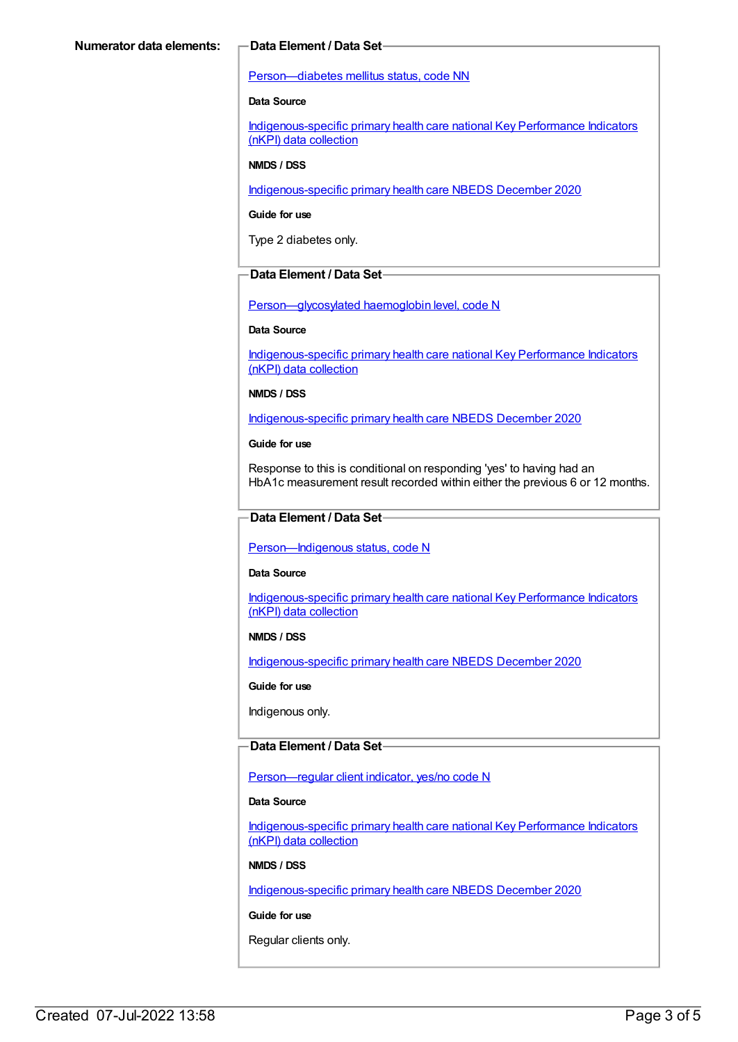**Numerator data elements:**

**Data Element / Data Set**

Person—diabetes mellitus status, code NN

**Data Source**

Indigenous-specific primary health care national Key Performance Indicators (nKPI) data collection

**NMDS / DSS**

Indigenous-specific primary health care NBEDS December 2020

**Guide for use**

Type 2 diabetes only.

**Data Element / Data Set**

Person—glycosylated haemoglobin level, code N

**Data Source**

Indigenous-specific primary health care national Key Performance Indicators (nKPI) data collection

**NMDS / DSS**

Indigenous-specific primary health care NBEDS December 2020

**Guide for use**

Response to this is conditional on responding 'yes' to having had an HbA1c measurement result recorded within either the previous 6 or 12 months.

**Data Element / Data Set**

Person—Indigenous status, code N

**Data Source**

Indigenous-specific primary health care national Key Performance Indicators (nKPI) data collection

**NMDS / DSS**

Indigenous-specific primary health care NBEDS December 2020

**Guide for use**

Indigenous only.

**Data Element / Data Set**

Person—regular client indicator, yes/no code N

**Data Source**

Indigenous-specific primary health care national Key Performance Indicators (nKPI) data collection

**NMDS / DSS**

Indigenous-specific primary health care NBEDS December 2020

**Guide for use**

Regular clients only.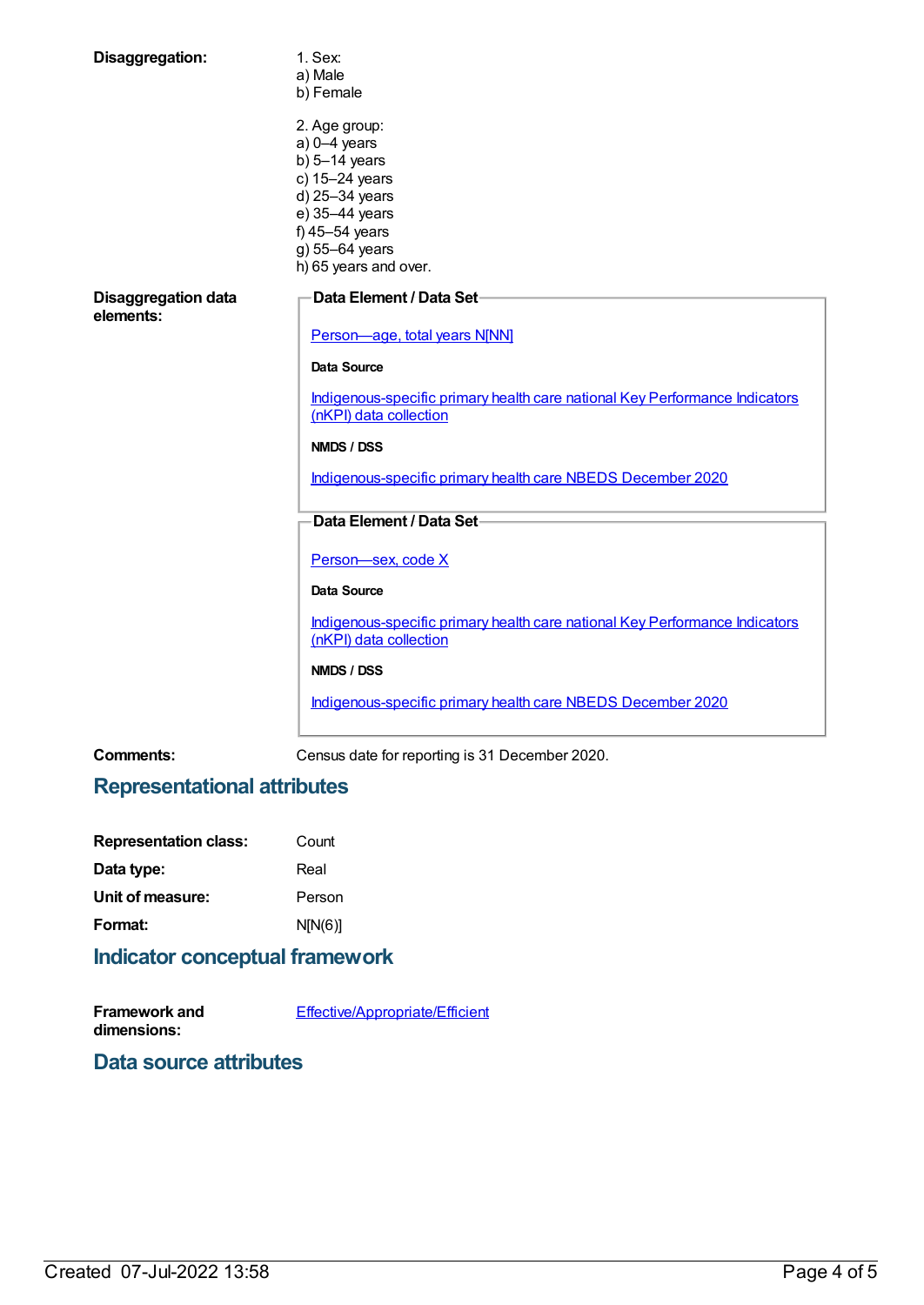**Disaggregation:**

1. Sex:
a) Male
b) Female

2. Age group:
a) 0–4 years
b) 5–14 years
c) 15–24 years
d) 25–34 years
e) 35–44 years
f) 45–54 years
g) 55–64 years
h) 65 years and over.

**Disaggregation data elements:**

**Data Element / Data Set**

Person—age, total years N[NN]

**Data Source**

Indigenous-specific primary health care national Key Performance Indicators (nKPI) data collection

**NMDS / DSS**

Indigenous-specific primary health care NBEDS December 2020

**Data Element / Data Set**

Person—sex, code X

**Data Source**

Indigenous-specific primary health care national Key Performance Indicators (nKPI) data collection

**NMDS / DSS**

Indigenous-specific primary health care NBEDS December 2020

**Comments:** Census date for reporting is 31 December 2020.

## Representational attributes

**Representation class:** Count

**Data type:** Real

**Unit of measure:** Person

**Format:** N[N(6)]

## Indicator conceptual framework

**Framework and dimensions:** Effective/Appropriate/Efficient

## Data source attributes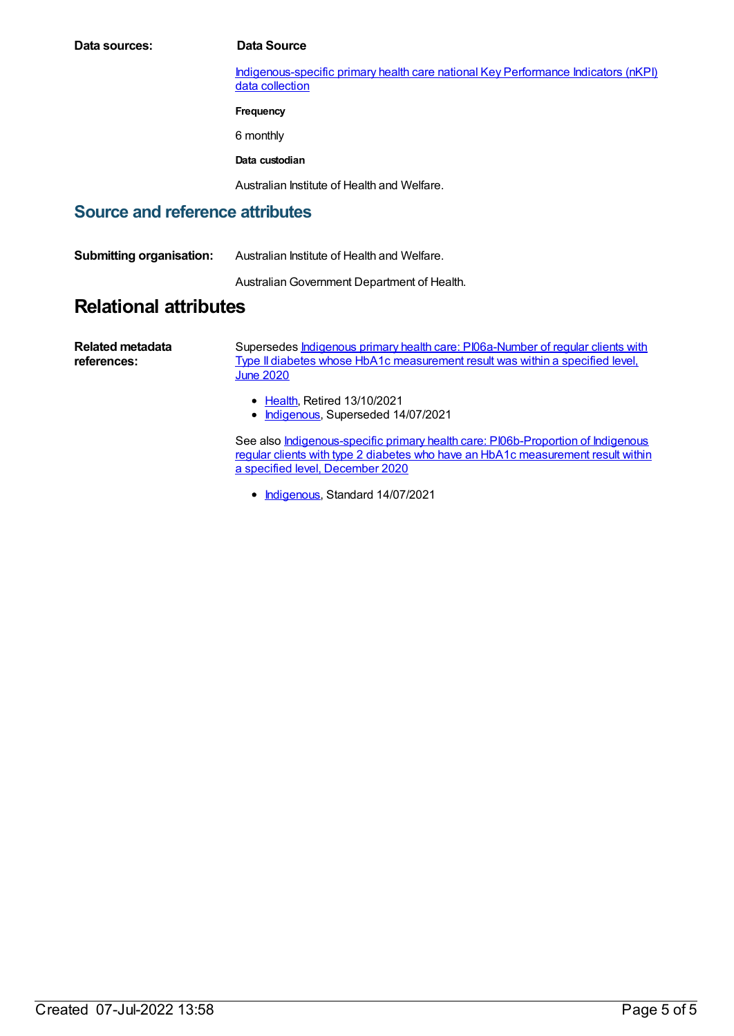**Data sources:**

**Data Source**

Indigenous-specific primary health care national Key Performance Indicators (nKPI) data collection

**Frequency**

6 monthly

**Data custodian**

Australian Institute of Health and Welfare.

## Source and reference attributes

**Submitting organisation:**

Australian Institute of Health and Welfare.

Australian Government Department of Health.

# Relational attributes

**Related metadata references:**

Supersedes Indigenous primary health care: PI06a-Number of regular clients with Type II diabetes whose HbA1c measurement result was within a specified level, June 2020

- Health, Retired 13/10/2021
- Indigenous, Superseded 14/07/2021

See also Indigenous-specific primary health care: PI06b-Proportion of Indigenous regular clients with type 2 diabetes who have an HbA1c measurement result within a specified level, December 2020

- Indigenous, Standard 14/07/2021